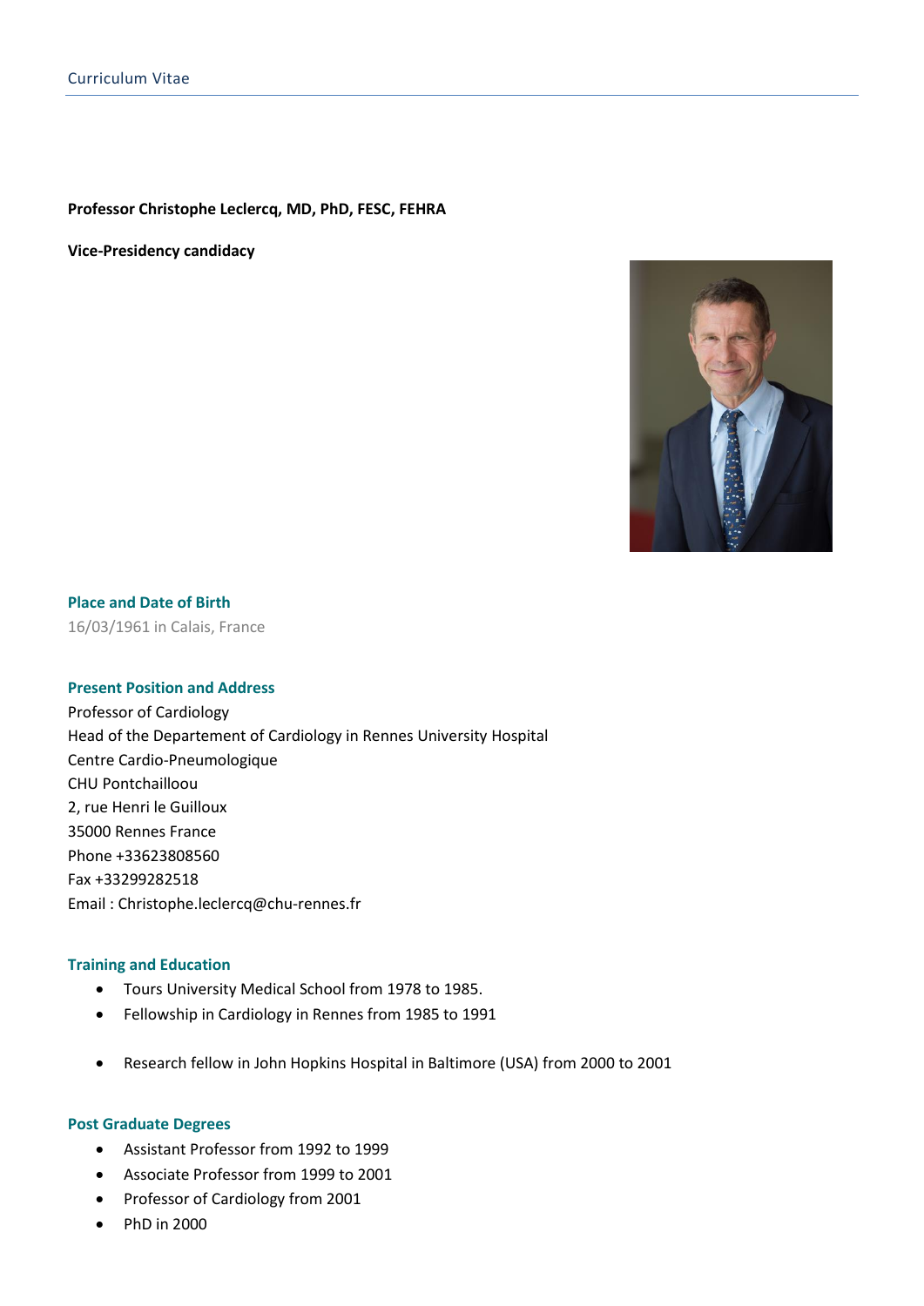**Professor Christophe Leclercq, MD, PhD, FESC, FEHRA**

**Vice-Presidency candidacy**

## Place and Date of Birth

16/03/1961 in Calais, France

## Present Position and Address

Professor of Cardiology
Head of the Departement of Cardiology in Rennes University Hospital
Centre Cardio-Pneumologique
CHU Pontchaillou
2, rue Henri le Guilloux
35000 Rennes France
Phone +33623808560
Fax +33299282518
Email : Christophe.leclercq@chu-rennes.fr

## Training and Education

- Tours University Medical School from 1978 to 1985.
- Fellowship in Cardiology in Rennes from 1985 to 1991
- Research fellow in John Hopkins Hospital in Baltimore (USA) from 2000 to 2001

## Post Graduate Degrees

- Assistant Professor from 1992 to 1999
- Associate Professor from 1999 to 2001
- Professor of Cardiology from 2001
- PhD in 2000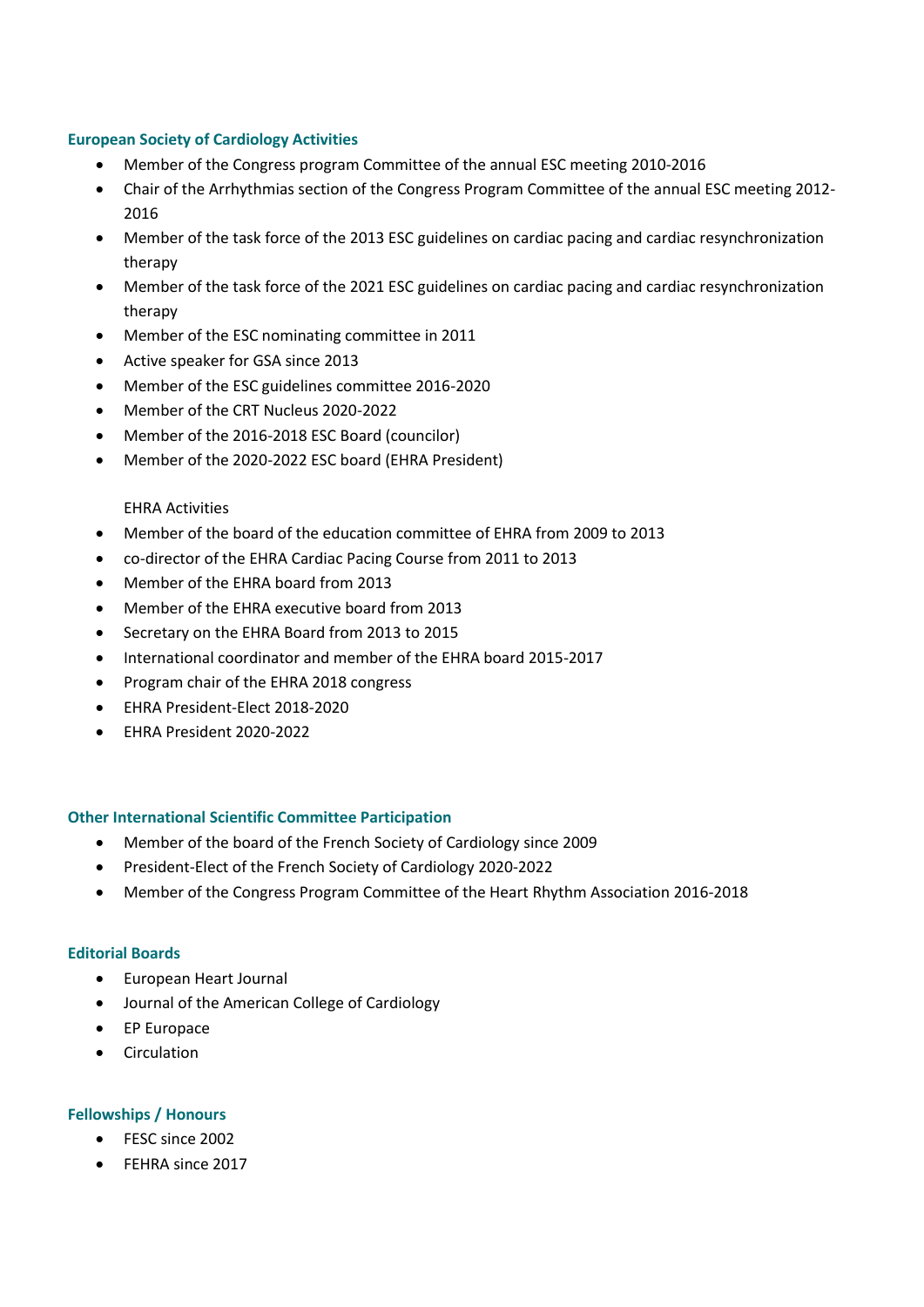## European Society of Cardiology Activities

- Member of the Congress program Committee of the annual ESC meeting 2010-2016
- Chair of the Arrhythmias section of the Congress Program Committee of the annual ESC meeting 2012-2016
- Member of the task force of the 2013 ESC guidelines on cardiac pacing and cardiac resynchronization therapy
- Member of the task force of the 2021 ESC guidelines on cardiac pacing and cardiac resynchronization therapy
- Member of the ESC nominating committee in 2011
- Active speaker for GSA since 2013
- Member of the ESC guidelines committee 2016-2020
- Member of the CRT Nucleus 2020-2022
- Member of the 2016-2018 ESC Board (councilor)
- Member of the 2020-2022 ESC board (EHRA President)

EHRA Activities

- Member of the board of the education committee of EHRA from 2009 to 2013
- co-director of the EHRA Cardiac Pacing Course from 2011 to 2013
- Member of the EHRA board from 2013
- Member of the EHRA executive board from 2013
- Secretary on the EHRA Board from 2013 to 2015
- International coordinator and member of the EHRA board 2015-2017
- Program chair of the EHRA 2018 congress
- EHRA President-Elect 2018-2020
- EHRA President 2020-2022

## Other International Scientific Committee Participation

- Member of the board of the French Society of Cardiology since 2009
- President-Elect of the French Society of Cardiology 2020-2022
- Member of the Congress Program Committee of the Heart Rhythm Association 2016-2018

## Editorial Boards

- European Heart Journal
- Journal of the American College of Cardiology
- EP Europace
- Circulation

## Fellowships / Honours

- FESC since 2002
- FEHRA since 2017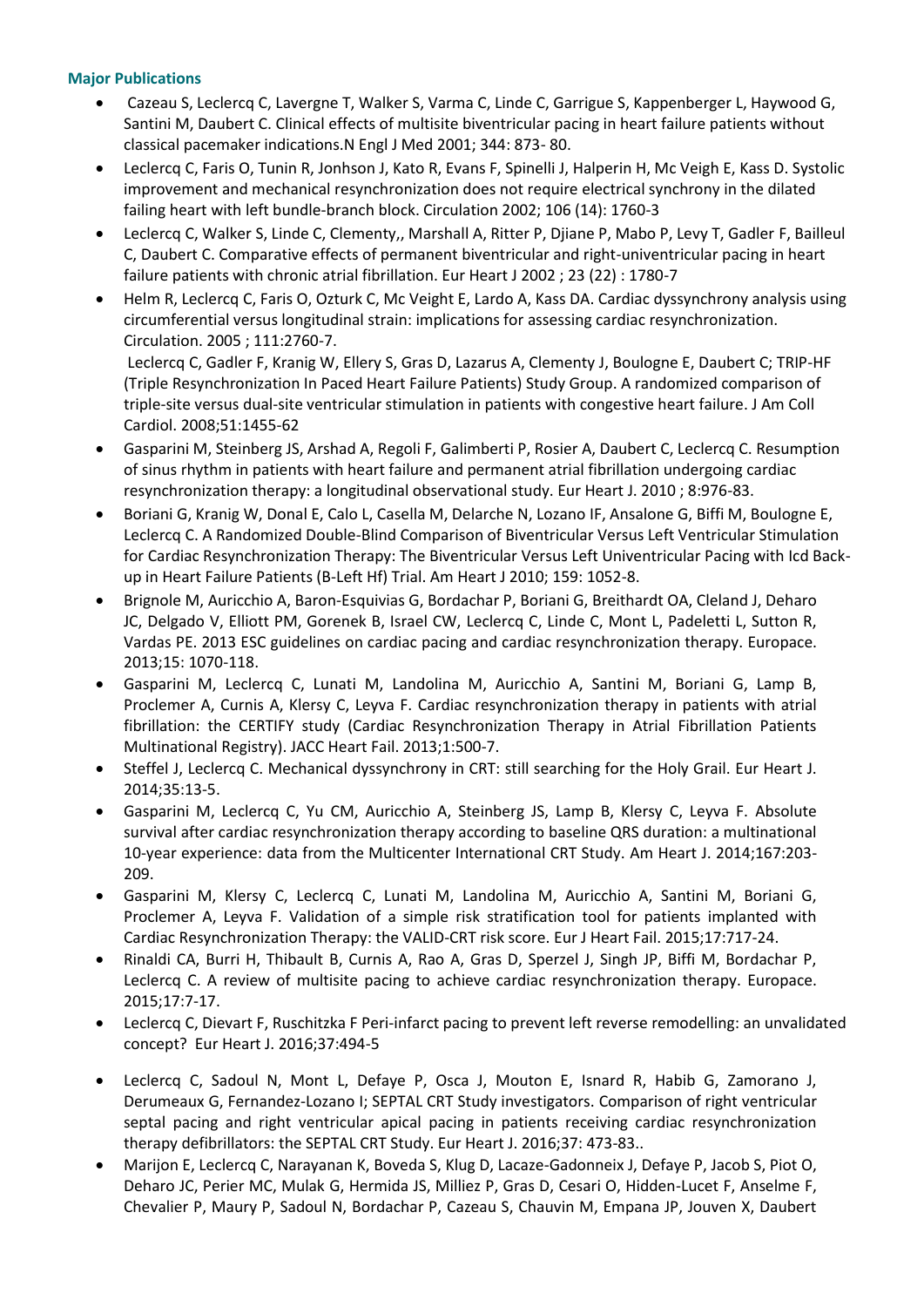**Major Publications**

- Cazeau S, Leclercq C, Lavergne T, Walker S, Varma C, Linde C, Garrigue S, Kappenberger L, Haywood G, Santini M, Daubert C. Clinical effects of multisite biventricular pacing in heart failure patients without classical pacemaker indications.N Engl J Med 2001; 344: 873- 80.
- Leclercq C, Faris O, Tunin R, Jonhson J, Kato R, Evans F, Spinelli J, Halperin H, Mc Vigeh E, Kass D. Systolic improvement and mechanical resynchronization does not require electrical synchrony in the dilated failing heart with left bundle-branch block. Circulation 2002; 106 (14): 1760-3
- Leclercq C, Walker S, Linde C, Clementy,, Marshall A, Ritter P, Djiane P, Mabo P, Levy T, Gadler F, Bailleul C, Daubert C. Comparative effects of permanent biventricular and right-univentricular pacing in heart failure patients with chronic atrial fibrillation. Eur Heart J 2002 ; 23 (22) : 1780-7
- Helm R, Leclercq C, Faris O, Ozturk C, Mc Veight E, Lardo A, Kass DA. Cardiac dyssynchrony analysis using circumferential versus longitudinal strain: implications for assessing cardiac resynchronization. Circulation. 2005 ; 111:2760-7.
  Leclercq C, Gadler F, Kranig W, Ellery S, Gras D, Lazarus A, Clementy J, Boulogne E, Daubert C; TRIP-HF (Triple Resynchronization In Paced Heart Failure Patients) Study Group. A randomized comparison of triple-site versus dual-site ventricular stimulation in patients with congestive heart failure. J Am Coll Cardiol. 2008;51:1455-62
- Gasparini M, Steinberg JS, Arshad A, Regoli F, Galimberti P, Rosier A, Daubert C, Leclercq C. Resumption of sinus rhythm in patients with heart failure and permanent atrial fibrillation undergoing cardiac resynchronization therapy: a longitudinal observational study. Eur Heart J. 2010 ; 8:976-83.
- Boriani G, Kranig W, Donal E, Calo L, Casella M, Delarche N, Lozano IF, Ansalone G, Biffi M, Boulogne E, Leclercq C. A Randomized Double-Blind Comparison of Biventricular Versus Left Ventricular Stimulation for Cardiac Resynchronization Therapy: The Biventricular Versus Left Univentricular Pacing with Icd Back-up in Heart Failure Patients (B-Left Hf) Trial. Am Heart J 2010; 159: 1052-8.
- Brignole M, Auricchio A, Baron-Esquivias G, Bordachar P, Boriani G, Breithardt OA, Cleland J, Deharo JC, Delgado V, Elliott PM, Gorenek B, Israel CW, Leclercq C, Linde C, Mont L, Padeletti L, Sutton R, Vardas PE. 2013 ESC guidelines on cardiac pacing and cardiac resynchronization therapy. Europace. 2013;15: 1070-118.
- Gasparini M, Leclercq C, Lunati M, Landolina M, Auricchio A, Santini M, Boriani G, Lamp B, Proclemer A, Curnis A, Klersy C, Leyva F. Cardiac resynchronization therapy in patients with atrial fibrillation: the CERTIFY study (Cardiac Resynchronization Therapy in Atrial Fibrillation Patients Multinational Registry). JACC Heart Fail. 2013;1:500-7.
- Steffel J, Leclercq C. Mechanical dyssynchrony in CRT: still searching for the Holy Grail. Eur Heart J. 2014;35:13-5.
- Gasparini M, Leclercq C, Yu CM, Auricchio A, Steinberg JS, Lamp B, Klersy C, Leyva F. Absolute survival after cardiac resynchronization therapy according to baseline QRS duration: a multinational 10-year experience: data from the Multicenter International CRT Study. Am Heart J. 2014;167:203-209.
- Gasparini M, Klersy C, Leclercq C, Lunati M, Landolina M, Auricchio A, Santini M, Boriani G, Proclemer A, Leyva F. Validation of a simple risk stratification tool for patients implanted with Cardiac Resynchronization Therapy: the VALID-CRT risk score. Eur J Heart Fail. 2015;17:717-24.
- Rinaldi CA, Burri H, Thibault B, Curnis A, Rao A, Gras D, Sperzel J, Singh JP, Biffi M, Bordachar P, Leclercq C. A review of multisite pacing to achieve cardiac resynchronization therapy. Europace. 2015;17:7-17.
- Leclercq C, Dievart F, Ruschitzka F Peri-infarct pacing to prevent left reverse remodelling: an unvalidated concept? Eur Heart J. 2016;37:494-5
- Leclercq C, Sadoul N, Mont L, Defaye P, Osca J, Mouton E, Isnard R, Habib G, Zamorano J, Derumeaux G, Fernandez-Lozano I; SEPTAL CRT Study investigators. Comparison of right ventricular septal pacing and right ventricular apical pacing in patients receiving cardiac resynchronization therapy defibrillators: the SEPTAL CRT Study. Eur Heart J. 2016;37: 473-83..
- Marijon E, Leclercq C, Narayanan K, Boveda S, Klug D, Lacaze-Gadonneix J, Defaye P, Jacob S, Piot O, Deharo JC, Perier MC, Mulak G, Hermida JS, Milliez P, Gras D, Cesari O, Hidden-Lucet F, Anselme F, Chevalier P, Maury P, Sadoul N, Bordachar P, Cazeau S, Chauvin M, Empana JP, Jouven X, Daubert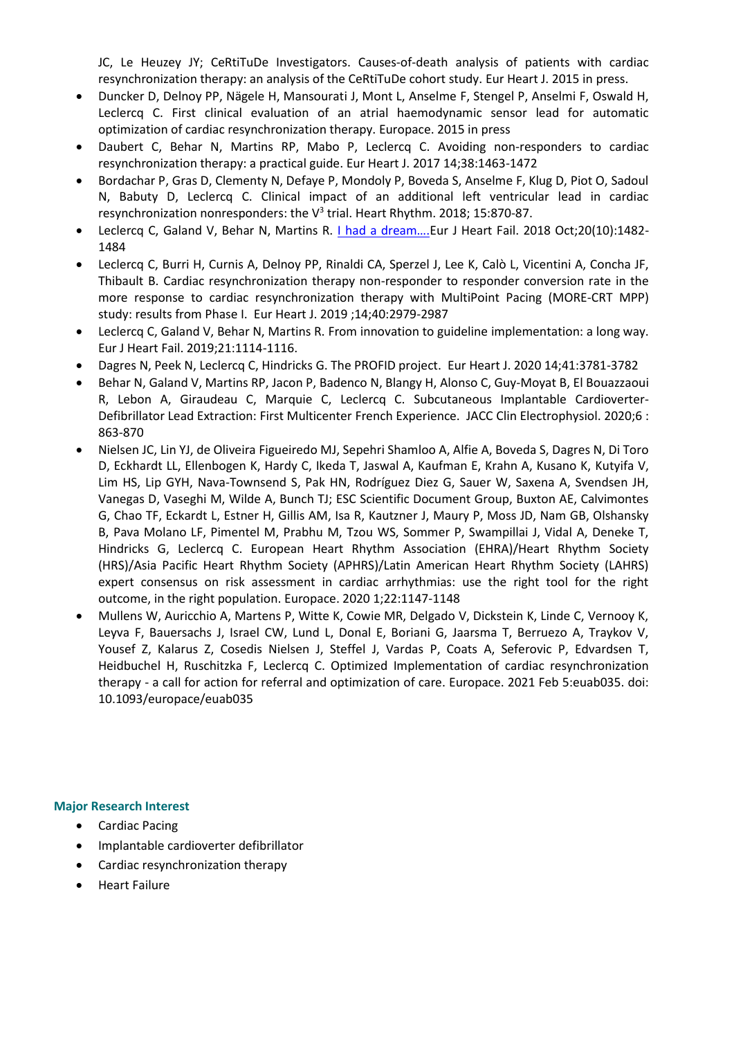JC, Le Heuzey JY; CeRtiTuDe Investigators. Causes-of-death analysis of patients with cardiac resynchronization therapy: an analysis of the CeRtiTuDe cohort study. Eur Heart J. 2015 in press.

- Duncker D, Delnoy PP, Nägele H, Mansourati J, Mont L, Anselme F, Stengel P, Anselmi F, Oswald H, Leclercq C. First clinical evaluation of an atrial haemodynamic sensor lead for automatic optimization of cardiac resynchronization therapy. Europace. 2015 in press
- Daubert C, Behar N, Martins RP, Mabo P, Leclercq C. Avoiding non-responders to cardiac resynchronization therapy: a practical guide. Eur Heart J. 2017 14;38:1463-1472
- Bordachar P, Gras D, Clementy N, Defaye P, Mondoly P, Boveda S, Anselme F, Klug D, Piot O, Sadoul N, Babuty D, Leclercq C. Clinical impact of an additional left ventricular lead in cardiac resynchronization nonresponders: the $V^3$ trial. Heart Rhythm. 2018; 15:870-87.
- Leclercq C, Galand V, Behar N, Martins R. I had a dream….Eur J Heart Fail. 2018 Oct;20(10):1482-1484
- Leclercq C, Burri H, Curnis A, Delnoy PP, Rinaldi CA, Sperzel J, Lee K, Calò L, Vicentini A, Concha JF, Thibault B. Cardiac resynchronization therapy non-responder to responder conversion rate in the more response to cardiac resynchronization therapy with MultiPoint Pacing (MORE-CRT MPP) study: results from Phase I. Eur Heart J. 2019 ;14;40:2979-2987
- Leclercq C, Galand V, Behar N, Martins R. From innovation to guideline implementation: a long way. Eur J Heart Fail. 2019;21:1114-1116.
- Dagres N, Peek N, Leclercq C, Hindricks G. The PROFID project. Eur Heart J. 2020 14;41:3781-3782
- Behar N, Galand V, Martins RP, Jacon P, Badenco N, Blangy H, Alonso C, Guy-Moyat B, El Bouazzaoui R, Lebon A, Giraudeau C, Marquie C, Leclercq C. Subcutaneous Implantable Cardioverter-Defibrillator Lead Extraction: First Multicenter French Experience. JACC Clin Electrophysiol. 2020;6 : 863-870
- Nielsen JC, Lin YJ, de Oliveira Figueiredo MJ, Sepehri Shamloo A, Alfie A, Boveda S, Dagres N, Di Toro D, Eckhardt LL, Ellenbogen K, Hardy C, Ikeda T, Jaswal A, Kaufman E, Krahn A, Kusano K, Kutyifa V, Lim HS, Lip GYH, Nava-Townsend S, Pak HN, Rodríguez Diez G, Sauer W, Saxena A, Svendsen JH, Vanegas D, Vaseghi M, Wilde A, Bunch TJ; ESC Scientific Document Group, Buxton AE, Calvimontes G, Chao TF, Eckardt L, Estner H, Gillis AM, Isa R, Kautzner J, Maury P, Moss JD, Nam GB, Olshansky B, Pava Molano LF, Pimentel M, Prabhu M, Tzou WS, Sommer P, Swampillai J, Vidal A, Deneke T, Hindricks G, Leclercq C. European Heart Rhythm Association (EHRA)/Heart Rhythm Society (HRS)/Asia Pacific Heart Rhythm Society (APHRS)/Latin American Heart Rhythm Society (LAHRS) expert consensus on risk assessment in cardiac arrhythmias: use the right tool for the right outcome, in the right population. Europace. 2020 1;22:1147-1148
- Mullens W, Auricchio A, Martens P, Witte K, Cowie MR, Delgado V, Dickstein K, Linde C, Vernooy K, Leyva F, Bauersachs J, Israel CW, Lund L, Donal E, Boriani G, Jaarsma T, Berruezo A, Traykov V, Yousef Z, Kalarus Z, Cosedis Nielsen J, Steffel J, Vardas P, Coats A, Seferovic P, Edvardsen T, Heidbuchel H, Ruschitzka F, Leclercq C. Optimized Implementation of cardiac resynchronization therapy - a call for action for referral and optimization of care. Europace. 2021 Feb 5:euab035. doi: 10.1093/europace/euab035

**Major Research Interest**

- Cardiac Pacing
- Implantable cardioverter defibrillator
- Cardiac resynchronization therapy
- Heart Failure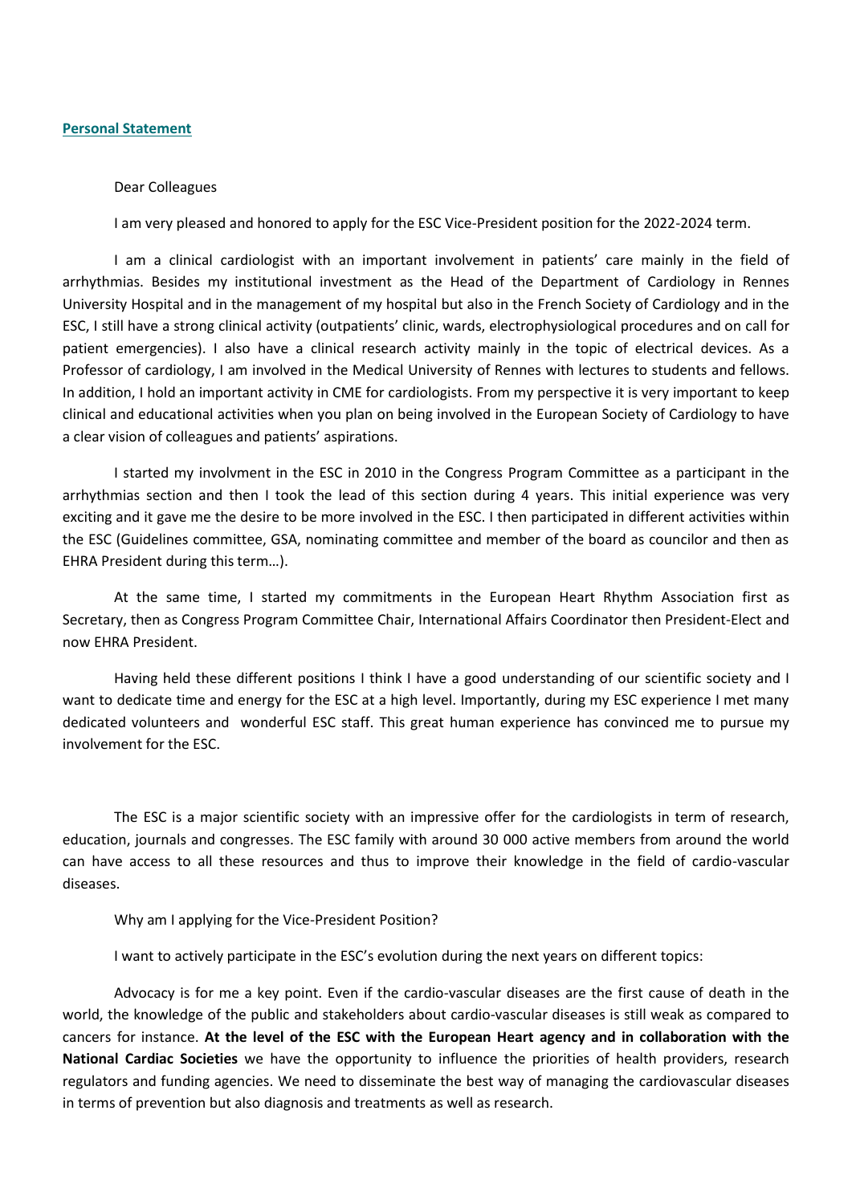## Personal Statement

Dear Colleagues

I am very pleased and honored to apply for the ESC Vice-President position for the 2022-2024 term.

I am a clinical cardiologist with an important involvement in patients' care mainly in the field of arrhythmias. Besides my institutional investment as the Head of the Department of Cardiology in Rennes University Hospital and in the management of my hospital but also in the French Society of Cardiology and in the ESC, I still have a strong clinical activity (outpatients' clinic, wards, electrophysiological procedures and on call for patient emergencies). I also have a clinical research activity mainly in the topic of electrical devices. As a Professor of cardiology, I am involved in the Medical University of Rennes with lectures to students and fellows. In addition, I hold an important activity in CME for cardiologists. From my perspective it is very important to keep clinical and educational activities when you plan on being involved in the European Society of Cardiology to have a clear vision of colleagues and patients' aspirations.

I started my involvment in the ESC in 2010 in the Congress Program Committee as a participant in the arrhythmias section and then I took the lead of this section during 4 years. This initial experience was very exciting and it gave me the desire to be more involved in the ESC. I then participated in different activities within the ESC (Guidelines committee, GSA, nominating committee and member of the board as councilor and then as EHRA President during this term…).

At the same time, I started my commitments in the European Heart Rhythm Association first as Secretary, then as Congress Program Committee Chair, International Affairs Coordinator then President-Elect and now EHRA President.

Having held these different positions I think I have a good understanding of our scientific society and I want to dedicate time and energy for the ESC at a high level. Importantly, during my ESC experience I met many dedicated volunteers and wonderful ESC staff. This great human experience has convinced me to pursue my involvement for the ESC.

The ESC is a major scientific society with an impressive offer for the cardiologists in term of research, education, journals and congresses. The ESC family with around 30 000 active members from around the world can have access to all these resources and thus to improve their knowledge in the field of cardio-vascular diseases.

Why am I applying for the Vice-President Position?

I want to actively participate in the ESC's evolution during the next years on different topics:

Advocacy is for me a key point. Even if the cardio-vascular diseases are the first cause of death in the world, the knowledge of the public and stakeholders about cardio-vascular diseases is still weak as compared to cancers for instance. **At the level of the ESC with the European Heart agency and in collaboration with the National Cardiac Societies** we have the opportunity to influence the priorities of health providers, research regulators and funding agencies. We need to disseminate the best way of managing the cardiovascular diseases in terms of prevention but also diagnosis and treatments as well as research.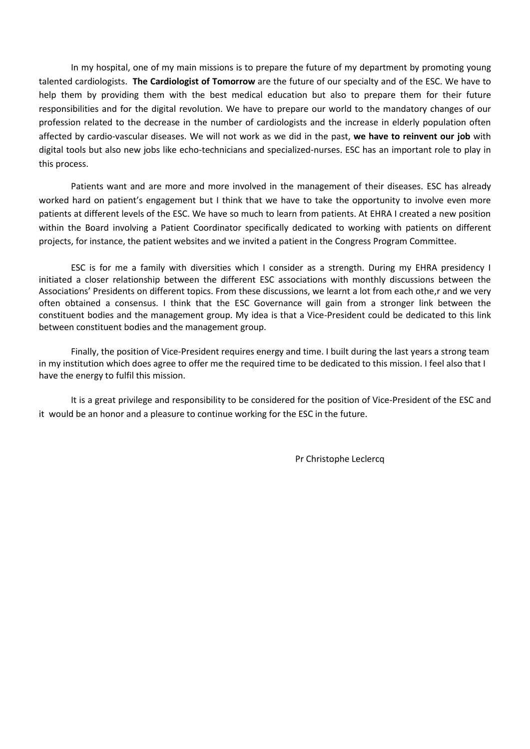In my hospital, one of my main missions is to prepare the future of my department by promoting young talented cardiologists. **The Cardiologist of Tomorrow** are the future of our specialty and of the ESC. We have to help them by providing them with the best medical education but also to prepare them for their future responsibilities and for the digital revolution. We have to prepare our world to the mandatory changes of our profession related to the decrease in the number of cardiologists and the increase in elderly population often affected by cardio-vascular diseases. We will not work as we did in the past, **we have to reinvent our job** with digital tools but also new jobs like echo-technicians and specialized-nurses. ESC has an important role to play in this process.

Patients want and are more and more involved in the management of their diseases. ESC has already worked hard on patient's engagement but I think that we have to take the opportunity to involve even more patients at different levels of the ESC. We have so much to learn from patients. At EHRA I created a new position within the Board involving a Patient Coordinator specifically dedicated to working with patients on different projects, for instance, the patient websites and we invited a patient in the Congress Program Committee.

ESC is for me a family with diversities which I consider as a strength. During my EHRA presidency I initiated a closer relationship between the different ESC associations with monthly discussions between the Associations' Presidents on different topics. From these discussions, we learnt a lot from each othe,r and we very often obtained a consensus. I think that the ESC Governance will gain from a stronger link between the constituent bodies and the management group. My idea is that a Vice-President could be dedicated to this link between constituent bodies and the management group.

Finally, the position of Vice-President requires energy and time. I built during the last years a strong team in my institution which does agree to offer me the required time to be dedicated to this mission. I feel also that I have the energy to fulfil this mission.

It is a great privilege and responsibility to be considered for the position of Vice-President of the ESC and it would be an honor and a pleasure to continue working for the ESC in the future.

Pr Christophe Leclercq